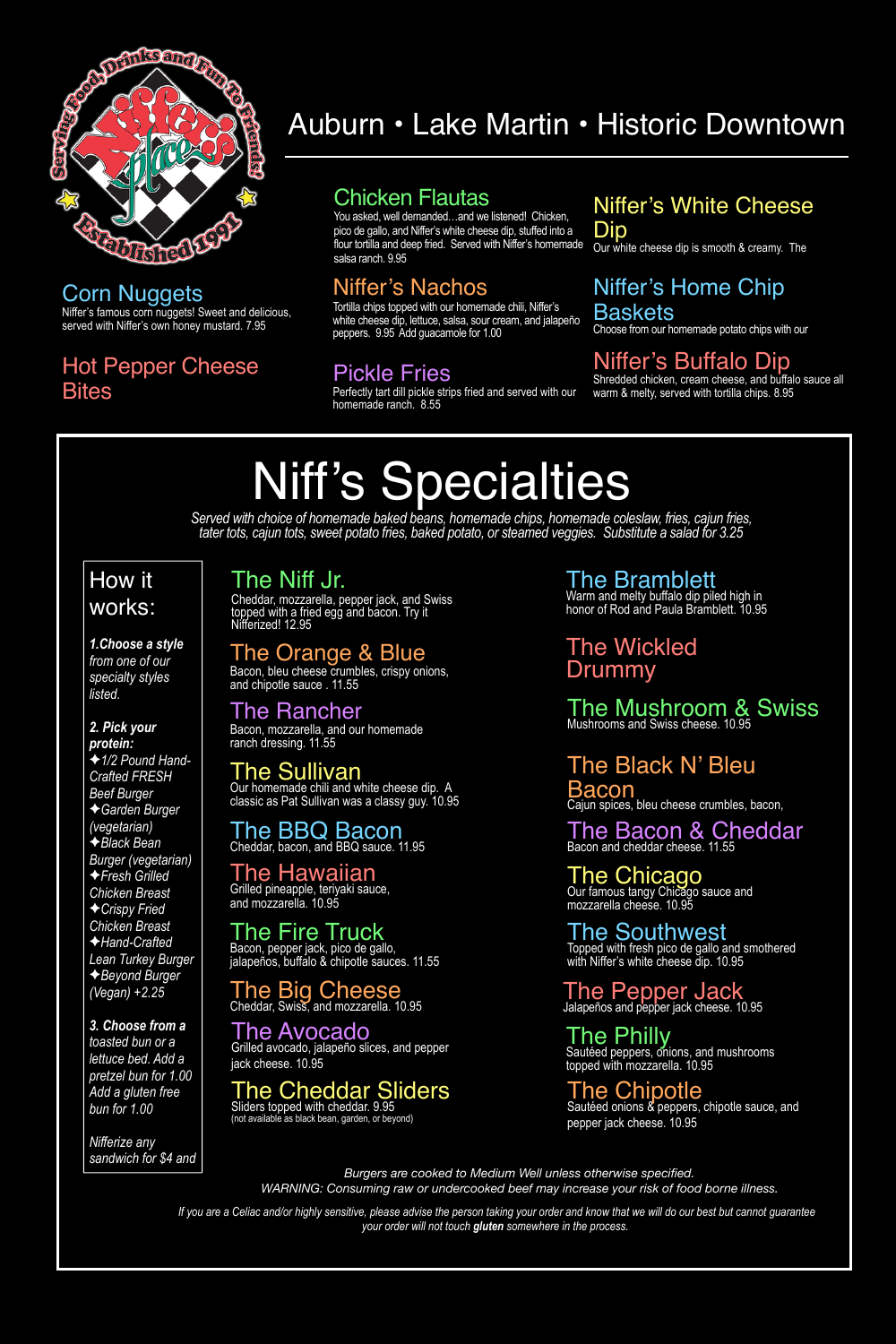Serving Food, Drinks and Fun To Friends!

Niffer's Place

Established 1991

# Auburn • Lake Martin • Historic Downtown

## Corn Nuggets

Niffer's famous corn nuggets! Sweet and delicious, served with Niffer's own honey mustard. 7.95

## Hot Pepper Cheese Bites

## Chicken Flautas

You asked, well demanded…and we listened! Chicken, pico de gallo, and Niffer's white cheese dip, stuffed into a flour tortilla and deep fried. Served with Niffer's homemade salsa ranch. 9.95

## Niffer's Nachos

Tortilla chips topped with our homemade chili, Niffer's white cheese dip, lettuce, salsa, sour cream, and jalapeño peppers. 9.95 Add guacamole for 1.00

## Pickle Fries

Perfectly tart dill pickle strips fried and served with our homemade ranch. 8.55

## Niffer's White Cheese Dip

Our white cheese dip is smooth & creamy. The

## Niffer's Home Chip Baskets

Choose from our homemade potato chips with our

## Niffer's Buffalo Dip

Shredded chicken, cream cheese, and buffalo sauce all warm & melty, served with tortilla chips. 8.95

# Niff's Specialties

*Served with choice of homemade baked beans, homemade chips, homemade coleslaw, fries, cajun fries, tater tots, cajun tots, sweet potato fries, baked potato, or steamed veggies. Substitute a salad for 3.25*

### How it works:

***1. Choose a style*** *from one of our specialty styles listed.*

***2. Pick your protein:***

- *✦1/2 Pound Hand-Crafted FRESH Beef Burger*
- *✦Garden Burger (vegetarian)*
- *✦Black Bean Burger (vegetarian)*
- *✦Fresh Grilled Chicken Breast*
- *✦Crispy Fried Chicken Breast*
- *✦Hand-Crafted Lean Turkey Burger*
- *✦Beyond Burger (Vegan) +2.25*

***3. Choose from a*** *toasted bun or a lettuce bed. Add a pretzel bun for 1.00 Add a gluten free bun for 1.00*

*Nifferize any sandwich for $4 and*

## The Niff Jr.

Cheddar, mozzarella, pepper jack, and Swiss topped with a fried egg and bacon. Try it Nifferized! 12.95

## The Orange & Blue

Bacon, bleu cheese crumbles, crispy onions, and chipotle sauce . 11.55

## The Rancher

Bacon, mozzarella, and our homemade ranch dressing. 11.55

## The Sullivan

Our homemade chili and white cheese dip. A classic as Pat Sullivan was a classy guy. 10.95

## The BBQ Bacon

Cheddar, bacon, and BBQ sauce. 11.95

## The Hawaiian

Grilled pineapple, teriyaki sauce, and mozzarella. 10.95

## The Fire Truck

Bacon, pepper jack, pico de gallo, jalapeños, buffalo & chipotle sauces. 11.55

## The Big Cheese

Cheddar, Swiss, and mozzarella. 10.95

## The Avocado

Grilled avocado, jalapeño slices, and pepper jack cheese. 10.95

## The Cheddar Sliders

Sliders topped with cheddar. 9.95
(not available as black bean, garden, or beyond)

## The Bramblett

Warm and melty buffalo dip piled high in honor of Rod and Paula Bramblett. 10.95

## The Wickled Drummy

## The Mushroom & Swiss

Mushrooms and Swiss cheese. 10.95

## The Black N' Bleu Bacon

Cajun spices, bleu cheese crumbles, bacon,

## The Bacon & Cheddar

Bacon and cheddar cheese. 11.55

## The Chicago

Our famous tangy Chicago sauce and mozzarella cheese. 10.95

## The Southwest

Topped with fresh pico de gallo and smothered with Niffer's white cheese dip. 10.95

## The Pepper Jack

Jalapeños and pepper jack cheese. 10.95

## The Philly

Sautéed peppers, onions, and mushrooms topped with mozzarella. 10.95

## The Chipotle

Sautéed onions & peppers, chipotle sauce, and pepper jack cheese. 10.95

*Burgers are cooked to Medium Well unless otherwise specified.*
*WARNING: Consuming raw or undercooked beef may increase your risk of food borne illness.*

*If you are a Celiac and/or highly sensitive, please advise the person taking your order and know that we will do our best but cannot guarantee your order will not touch* ***gluten*** *somewhere in the process.*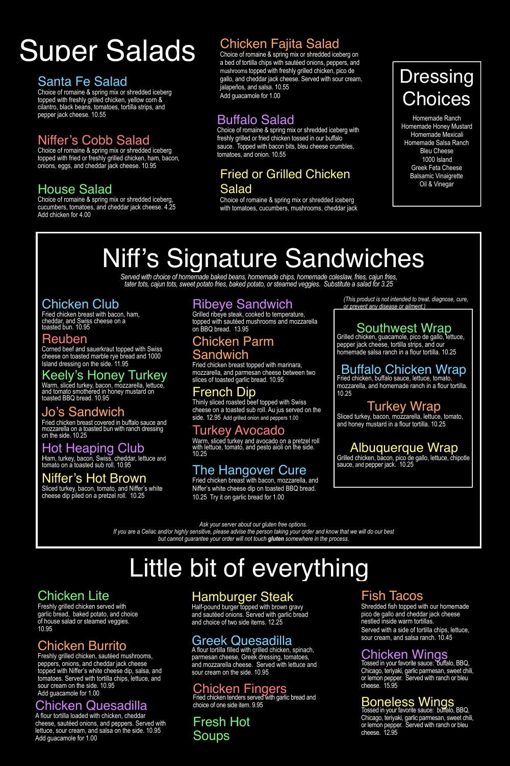# Super Salads

### Santa Fe Salad
Choice of romaine & spring mix or shredded iceberg topped with freshly grilled chicken, yellow corn & cilantro, black beans, tomatoes, tortilla strips, and pepper jack cheese. 10.55

### Niffer's Cobb Salad
Choice of romaine & spring mix or shredded iceberg topped with fried or freshly grilled chicken, ham, bacon, onions, eggs, and cheddar jack cheese. 10.95

### House Salad
Choice of romaine & spring mix or shredded iceberg, cucumbers, tomatoes, and cheddar jack cheese. 4.25
Add chicken for 4.00

### Chicken Fajita Salad
Choice of romaine & spring mix or shredded iceberg on a bed of tortilla chips with sautéed onions, peppers, and mushrooms topped with freshly grilled chicken, pico de gallo, and cheddar jack cheese. Served with sour cream, jalapeños, and salsa. 10.55
Add guacamole for 1.00

### Buffalo Salad
Choice of romaine & spring mix or shredded iceberg with freshly grilled or fried chicken tossed in our buffalo sauce. Topped with bacon bits, bleu cheese crumbles, tomatoes, and onion. 10.55

### Fried or Grilled Chicken Salad
Choice of romaine & spring mix or shredded iceberg with tomatoes, cucumbers, mushrooms, cheddar jack

## Dressing Choices
Homemade Ranch
Homemade Honey Mustard
Homemade Mexicali
Homemade Salsa Ranch
Bleu Cheese
1000 Island
Greek Feta Cheese
Balsamic Vinaigrette
Oil & Vinegar

# Niff's Signature Sandwiches

*Served with choice of homemade baked beans, homemade chips, homemade coleslaw, fries, cajun fries, tater tots, cajun tots, sweet potato fries, baked potato, or steamed veggies. Substitute a salad for 3.25*

### Chicken Club
Fried chicken breast with bacon, ham, cheddar, and Swiss cheese on a toasted bun. 10.95

### Reuben
Corned beef and sauerkraut topped with Swiss cheese on toasted marble rye bread and 1000 Island dressing on the side. 11.95

### Keely's Honey Turkey
Warm, sliced turkey, bacon, mozzarella, lettuce, and tomato smothered in honey mustard on toasted BBQ bread. 10.95

### Jo's Sandwich
Fried chicken breast covered in buffalo sauce and mozzarella on a toasted bun with ranch dressing on the side. 10.25

### Hot Heaping Club
Ham, turkey, bacon, Swiss, cheddar, lettuce and tomato on a toasted sub roll. 10.95

### Niffer's Hot Brown
Sliced turkey, bacon, tomato, and Niffer's white cheese dip piled on a pretzel roll. 10.25

### Ribeye Sandwich
Grilled ribeye steak, cooked to temperature, topped with sautéed mushrooms and mozzarella on BBQ bread. 13.95

### Chicken Parm Sandwich
Fried chicken breast topped with marinara, mozzarella, and parmesan cheese between two slices of toasted garlic bread. 10.95

### French Dip
Thinly sliced roasted beef topped with Swiss cheese on a toasted sub roll. Au jus served on the side. 12.95 Add grilled onion and peppers 1.00

### Turkey Avocado
Warm, sliced turkey and avocado on a pretzel roll with lettuce, tomato, and pesto aioli on the side. 10.25

### The Hangover Cure
Fried chicken breast with bacon, mozzarella, and Niffer's white cheese dip on toasted BBQ bread. 10.25 Try it on garlic bread for 1.00

*(This product is not intended to treat, diagnose, cure, or prevent any disease or ailment.)*

### Southwest Wrap
Grilled chicken, guacamole, pico de gallo, lettuce, pepper jack cheese, tortilla strips, and our homemade salsa ranch in a flour tortilla. 10.25

### Buffalo Chicken Wrap
Fried chicken, buffalo sauce, lettuce, tomato, mozzarella, and homemade ranch in a flour tortilla. 10.25

### Turkey Wrap
Sliced turkey, bacon, mozzarella, lettuce, tomato, and honey mustard in a flour tortilla. 10.25

### Albuquerque Wrap
Grilled chicken, bacon, pico de gallo, lettuce, chipotle sauce, and pepper jack. 10.25

*Ask your server about our gluten free options.*
*If you are a Celiac and/or highly sensitive, please advise the person taking your order and know that we will do our best but cannot guarantee your order will not touch **gluten** somewhere in the process.*

# Little bit of everything

### Chicken Lite
Freshly grilled chicken served with garlic bread, baked potato, and choice of house salad or steamed veggies. 10.95

### Chicken Burrito
Freshly grilled chicken, sautéed mushrooms, peppers, onions, and cheddar jack cheese topped with Niffer's white cheese dip, salsa, and tomatoes. Served with tortilla chips, lettuce, and sour cream on the side. 10.95
Add guacamole for 1.00

### Chicken Quesadilla
A flour tortilla loaded with chicken, cheddar cheese, sautéed onions, and peppers. Served with lettuce, sour cream, and salsa on the side. 10.95
Add guacamole for 1.00

### Hamburger Steak
Half-pound burger topped with brown gravy and sautéed onions. Served with garlic bread and choice of two side items. 12.25

### Greek Quesadilla
A flour tortilla filled with grilled chicken, spinach, parmesan cheese, Greek dressing, tomatoes, and mozzarella cheese. Served with lettuce and sour cream on the side. 10.95

### Chicken Fingers
Fried chicken tenders served with garlic bread and choice of one side item. 9.95

### Fresh Hot Soups

### Fish Tacos
Shredded fish topped with our homemade pico de gallo and cheddar jack cheese nestled inside warm tortillas.
Served with a side of tortilla chips, lettuce, sour cream, and salsa ranch. 10.45

### Chicken Wings
Tossed in your favorite sauce: buffalo, BBQ, Chicago, teriyaki, garlic parmesan, sweet chili, or lemon pepper. Served with ranch or bleu cheese. 15.95

### Boneless Wings
Tossed in your favorite sauce: buffalo, BBQ, Chicago, teriyaki, garlic parmesan, sweet chili, or lemon pepper. Served with ranch or bleu cheese. 12.95